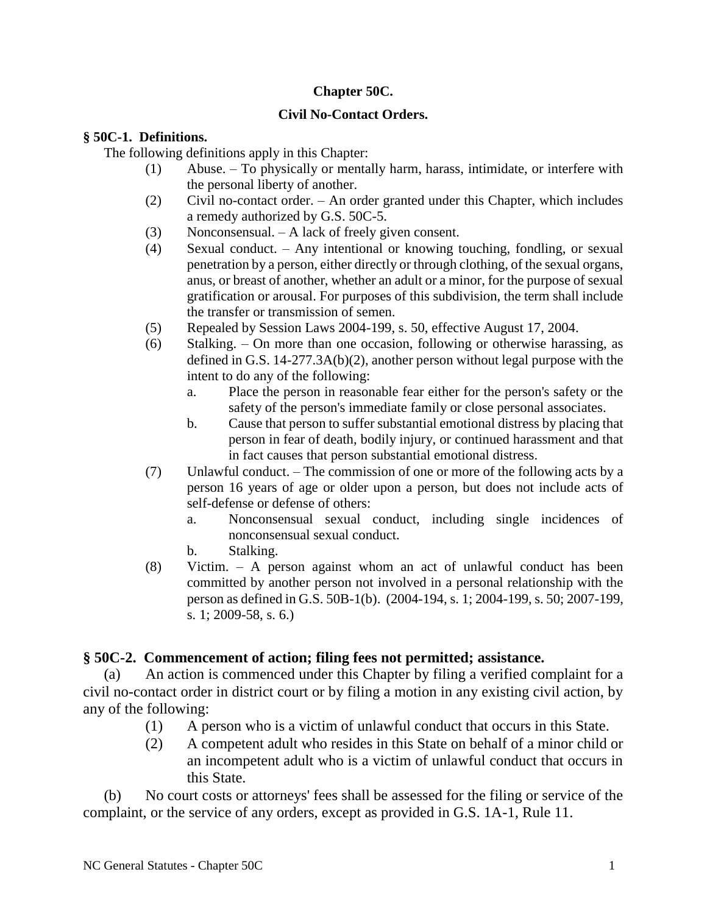# Chapter 50C.

## Civil No-Contact Orders.

### § 50C-1. Definitions.

The following definitions apply in this Chapter:

(1) Abuse. – To physically or mentally harm, harass, intimidate, or interfere with the personal liberty of another.

(2) Civil no-contact order. – An order granted under this Chapter, which includes a remedy authorized by G.S. 50C-5.

(3) Nonconsensual. – A lack of freely given consent.

(4) Sexual conduct. – Any intentional or knowing touching, fondling, or sexual penetration by a person, either directly or through clothing, of the sexual organs, anus, or breast of another, whether an adult or a minor, for the purpose of sexual gratification or arousal. For purposes of this subdivision, the term shall include the transfer or transmission of semen.

(5) Repealed by Session Laws 2004-199, s. 50, effective August 17, 2004.

(6) Stalking. – On more than one occasion, following or otherwise harassing, as defined in G.S. 14-277.3A(b)(2), another person without legal purpose with the intent to do any of the following:

a. Place the person in reasonable fear either for the person's safety or the safety of the person's immediate family or close personal associates.

b. Cause that person to suffer substantial emotional distress by placing that person in fear of death, bodily injury, or continued harassment and that in fact causes that person substantial emotional distress.

(7) Unlawful conduct. – The commission of one or more of the following acts by a person 16 years of age or older upon a person, but does not include acts of self-defense or defense of others:

a. Nonconsensual sexual conduct, including single incidences of nonconsensual sexual conduct.

b. Stalking.

(8) Victim. – A person against whom an act of unlawful conduct has been committed by another person not involved in a personal relationship with the person as defined in G.S. 50B-1(b). (2004-194, s. 1; 2004-199, s. 50; 2007-199, s. 1; 2009-58, s. 6.)

### § 50C-2. Commencement of action; filing fees not permitted; assistance.

(a) An action is commenced under this Chapter by filing a verified complaint for a civil no-contact order in district court or by filing a motion in any existing civil action, by any of the following:

(1) A person who is a victim of unlawful conduct that occurs in this State.

(2) A competent adult who resides in this State on behalf of a minor child or an incompetent adult who is a victim of unlawful conduct that occurs in this State.

(b) No court costs or attorneys' fees shall be assessed for the filing or service of the complaint, or the service of any orders, except as provided in G.S. 1A-1, Rule 11.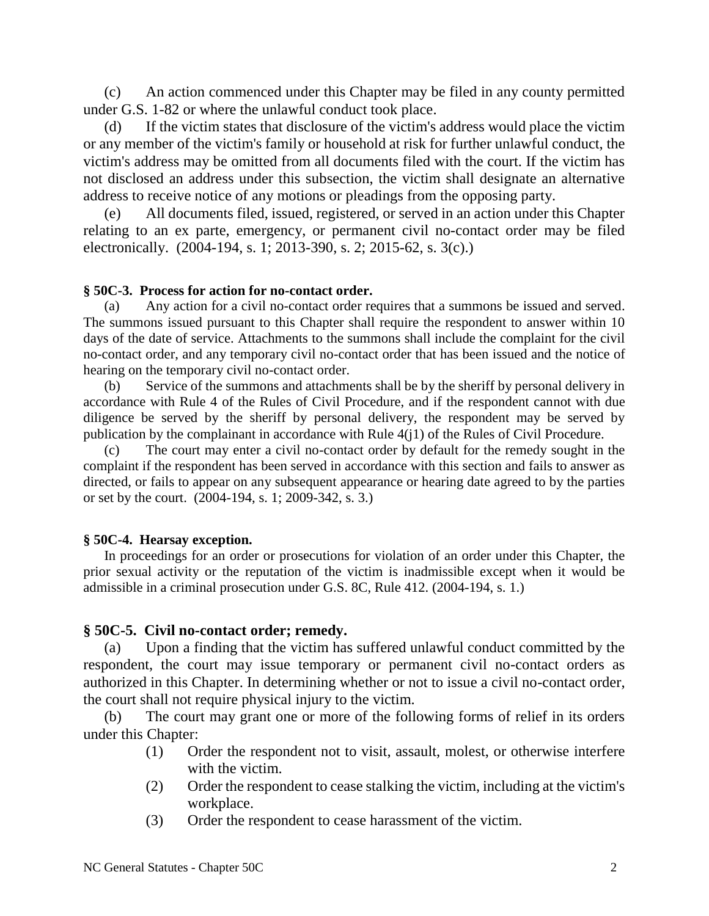(c) An action commenced under this Chapter may be filed in any county permitted under G.S. 1-82 or where the unlawful conduct took place.

(d) If the victim states that disclosure of the victim's address would place the victim or any member of the victim's family or household at risk for further unlawful conduct, the victim's address may be omitted from all documents filed with the court. If the victim has not disclosed an address under this subsection, the victim shall designate an alternative address to receive notice of any motions or pleadings from the opposing party.

(e) All documents filed, issued, registered, or served in an action under this Chapter relating to an ex parte, emergency, or permanent civil no-contact order may be filed electronically. (2004-194, s. 1; 2013-390, s. 2; 2015-62, s. 3(c).)

**§ 50C-3. Process for action for no-contact order.**

(a) Any action for a civil no-contact order requires that a summons be issued and served. The summons issued pursuant to this Chapter shall require the respondent to answer within 10 days of the date of service. Attachments to the summons shall include the complaint for the civil no-contact order, and any temporary civil no-contact order that has been issued and the notice of hearing on the temporary civil no-contact order.

(b) Service of the summons and attachments shall be by the sheriff by personal delivery in accordance with Rule 4 of the Rules of Civil Procedure, and if the respondent cannot with due diligence be served by the sheriff by personal delivery, the respondent may be served by publication by the complainant in accordance with Rule 4(j1) of the Rules of Civil Procedure.

(c) The court may enter a civil no-contact order by default for the remedy sought in the complaint if the respondent has been served in accordance with this section and fails to answer as directed, or fails to appear on any subsequent appearance or hearing date agreed to by the parties or set by the court. (2004-194, s. 1; 2009-342, s. 3.)

**§ 50C-4. Hearsay exception.**

In proceedings for an order or prosecutions for violation of an order under this Chapter, the prior sexual activity or the reputation of the victim is inadmissible except when it would be admissible in a criminal prosecution under G.S. 8C, Rule 412. (2004-194, s. 1.)

**§ 50C-5. Civil no-contact order; remedy.**

(a) Upon a finding that the victim has suffered unlawful conduct committed by the respondent, the court may issue temporary or permanent civil no-contact orders as authorized in this Chapter. In determining whether or not to issue a civil no-contact order, the court shall not require physical injury to the victim.

(b) The court may grant one or more of the following forms of relief in its orders under this Chapter:

(1) Order the respondent not to visit, assault, molest, or otherwise interfere with the victim.

(2) Order the respondent to cease stalking the victim, including at the victim's workplace.

(3) Order the respondent to cease harassment of the victim.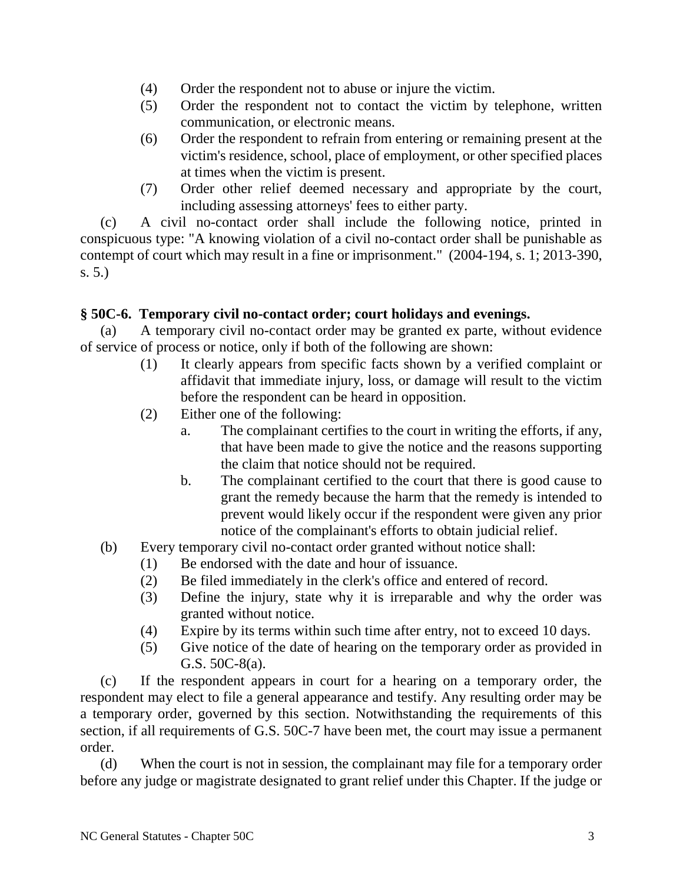(4) Order the respondent not to abuse or injure the victim.

(5) Order the respondent not to contact the victim by telephone, written communication, or electronic means.

(6) Order the respondent to refrain from entering or remaining present at the victim's residence, school, place of employment, or other specified places at times when the victim is present.

(7) Order other relief deemed necessary and appropriate by the court, including assessing attorneys' fees to either party.

(c) A civil no-contact order shall include the following notice, printed in conspicuous type: "A knowing violation of a civil no-contact order shall be punishable as contempt of court which may result in a fine or imprisonment." (2004-194, s. 1; 2013-390, s. 5.)

### § 50C-6. Temporary civil no-contact order; court holidays and evenings.

(a) A temporary civil no-contact order may be granted ex parte, without evidence of service of process or notice, only if both of the following are shown:

(1) It clearly appears from specific facts shown by a verified complaint or affidavit that immediate injury, loss, or damage will result to the victim before the respondent can be heard in opposition.

(2) Either one of the following:

a. The complainant certifies to the court in writing the efforts, if any, that have been made to give the notice and the reasons supporting the claim that notice should not be required.

b. The complainant certified to the court that there is good cause to grant the remedy because the harm that the remedy is intended to prevent would likely occur if the respondent were given any prior notice of the complainant's efforts to obtain judicial relief.

(b) Every temporary civil no-contact order granted without notice shall:

(1) Be endorsed with the date and hour of issuance.

(2) Be filed immediately in the clerk's office and entered of record.

(3) Define the injury, state why it is irreparable and why the order was granted without notice.

(4) Expire by its terms within such time after entry, not to exceed 10 days.

(5) Give notice of the date of hearing on the temporary order as provided in G.S. 50C-8(a).

(c) If the respondent appears in court for a hearing on a temporary order, the respondent may elect to file a general appearance and testify. Any resulting order may be a temporary order, governed by this section. Notwithstanding the requirements of this section, if all requirements of G.S. 50C-7 have been met, the court may issue a permanent order.

(d) When the court is not in session, the complainant may file for a temporary order before any judge or magistrate designated to grant relief under this Chapter. If the judge or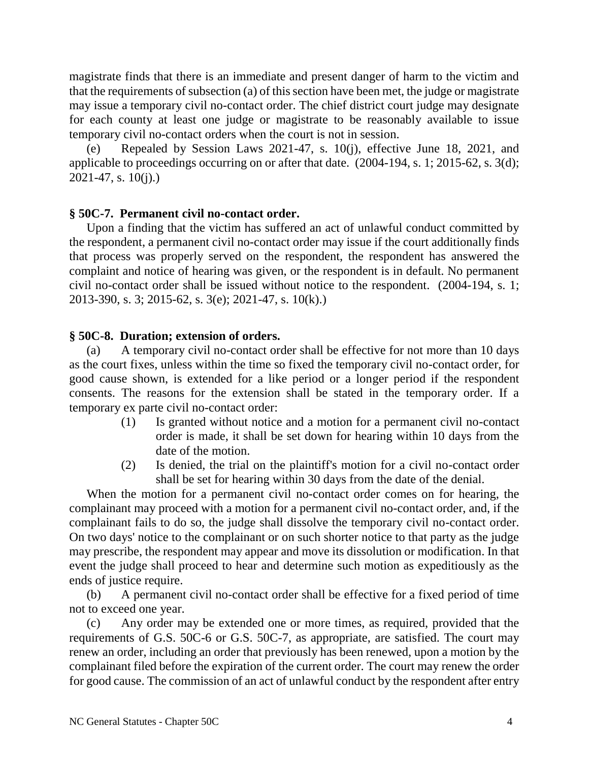magistrate finds that there is an immediate and present danger of harm to the victim and that the requirements of subsection (a) of this section have been met, the judge or magistrate may issue a temporary civil no-contact order. The chief district court judge may designate for each county at least one judge or magistrate to be reasonably available to issue temporary civil no-contact orders when the court is not in session.

(e) Repealed by Session Laws 2021-47, s. 10(j), effective June 18, 2021, and applicable to proceedings occurring on or after that date. (2004-194, s. 1; 2015-62, s. 3(d); 2021-47, s. 10(j).)

### § 50C-7. Permanent civil no-contact order.

Upon a finding that the victim has suffered an act of unlawful conduct committed by the respondent, a permanent civil no-contact order may issue if the court additionally finds that process was properly served on the respondent, the respondent has answered the complaint and notice of hearing was given, or the respondent is in default. No permanent civil no-contact order shall be issued without notice to the respondent. (2004-194, s. 1; 2013-390, s. 3; 2015-62, s. 3(e); 2021-47, s. 10(k).)

### § 50C-8. Duration; extension of orders.

(a) A temporary civil no-contact order shall be effective for not more than 10 days as the court fixes, unless within the time so fixed the temporary civil no-contact order, for good cause shown, is extended for a like period or a longer period if the respondent consents. The reasons for the extension shall be stated in the temporary order. If a temporary ex parte civil no-contact order:

(1) Is granted without notice and a motion for a permanent civil no-contact order is made, it shall be set down for hearing within 10 days from the date of the motion.

(2) Is denied, the trial on the plaintiff's motion for a civil no-contact order shall be set for hearing within 30 days from the date of the denial.

When the motion for a permanent civil no-contact order comes on for hearing, the complainant may proceed with a motion for a permanent civil no-contact order, and, if the complainant fails to do so, the judge shall dissolve the temporary civil no-contact order. On two days' notice to the complainant or on such shorter notice to that party as the judge may prescribe, the respondent may appear and move its dissolution or modification. In that event the judge shall proceed to hear and determine such motion as expeditiously as the ends of justice require.

(b) A permanent civil no-contact order shall be effective for a fixed period of time not to exceed one year.

(c) Any order may be extended one or more times, as required, provided that the requirements of G.S. 50C-6 or G.S. 50C-7, as appropriate, are satisfied. The court may renew an order, including an order that previously has been renewed, upon a motion by the complainant filed before the expiration of the current order. The court may renew the order for good cause. The commission of an act of unlawful conduct by the respondent after entry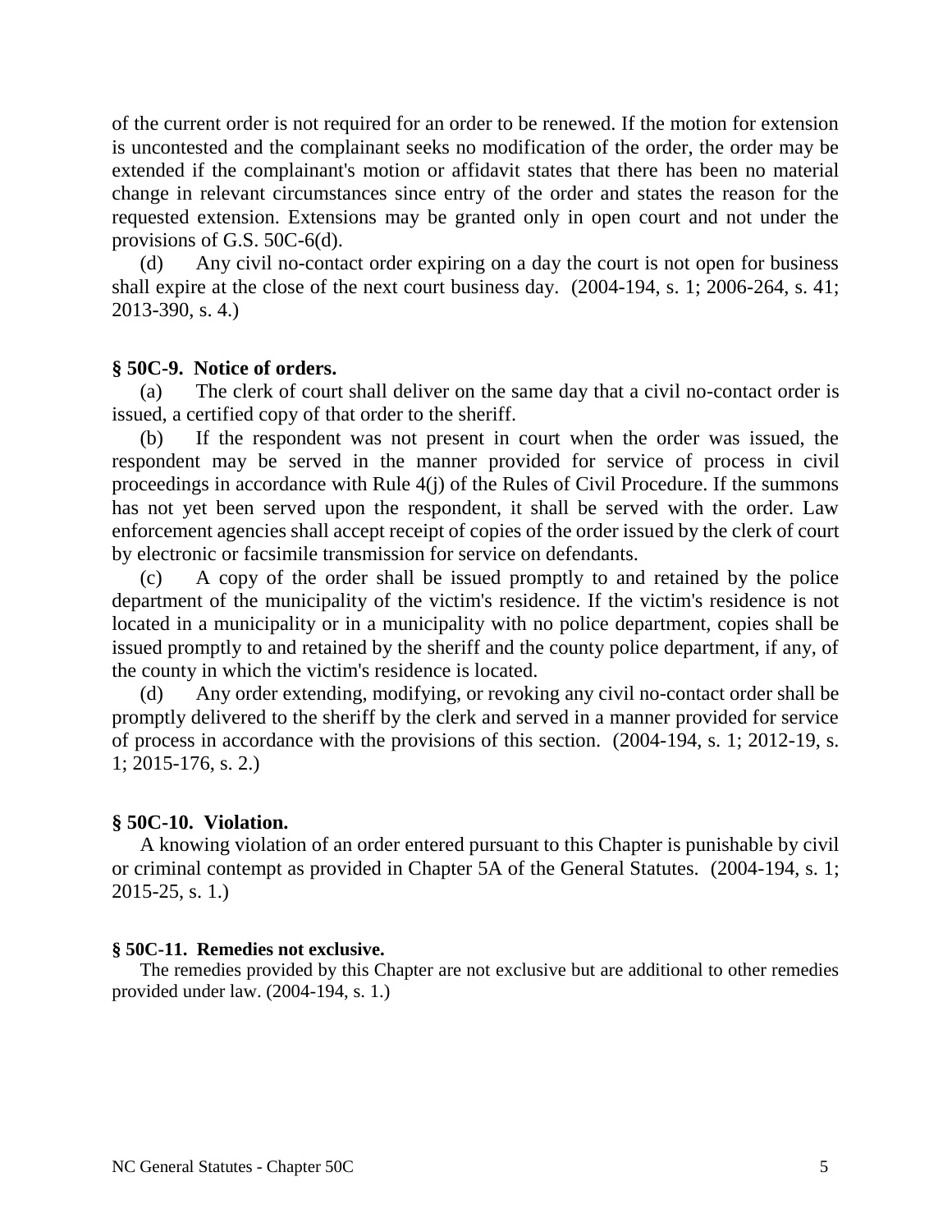of the current order is not required for an order to be renewed. If the motion for extension is uncontested and the complainant seeks no modification of the order, the order may be extended if the complainant's motion or affidavit states that there has been no material change in relevant circumstances since entry of the order and states the reason for the requested extension. Extensions may be granted only in open court and not under the provisions of G.S. 50C-6(d).

(d) Any civil no-contact order expiring on a day the court is not open for business shall expire at the close of the next court business day. (2004-194, s. 1; 2006-264, s. 41; 2013-390, s. 4.)

**§ 50C-9. Notice of orders.**

(a) The clerk of court shall deliver on the same day that a civil no-contact order is issued, a certified copy of that order to the sheriff.

(b) If the respondent was not present in court when the order was issued, the respondent may be served in the manner provided for service of process in civil proceedings in accordance with Rule 4(j) of the Rules of Civil Procedure. If the summons has not yet been served upon the respondent, it shall be served with the order. Law enforcement agencies shall accept receipt of copies of the order issued by the clerk of court by electronic or facsimile transmission for service on defendants.

(c) A copy of the order shall be issued promptly to and retained by the police department of the municipality of the victim's residence. If the victim's residence is not located in a municipality or in a municipality with no police department, copies shall be issued promptly to and retained by the sheriff and the county police department, if any, of the county in which the victim's residence is located.

(d) Any order extending, modifying, or revoking any civil no-contact order shall be promptly delivered to the sheriff by the clerk and served in a manner provided for service of process in accordance with the provisions of this section. (2004-194, s. 1; 2012-19, s. 1; 2015-176, s. 2.)

**§ 50C-10. Violation.**

A knowing violation of an order entered pursuant to this Chapter is punishable by civil or criminal contempt as provided in Chapter 5A of the General Statutes. (2004-194, s. 1; 2015-25, s. 1.)

**§ 50C-11. Remedies not exclusive.**

The remedies provided by this Chapter are not exclusive but are additional to other remedies provided under law. (2004-194, s. 1.)